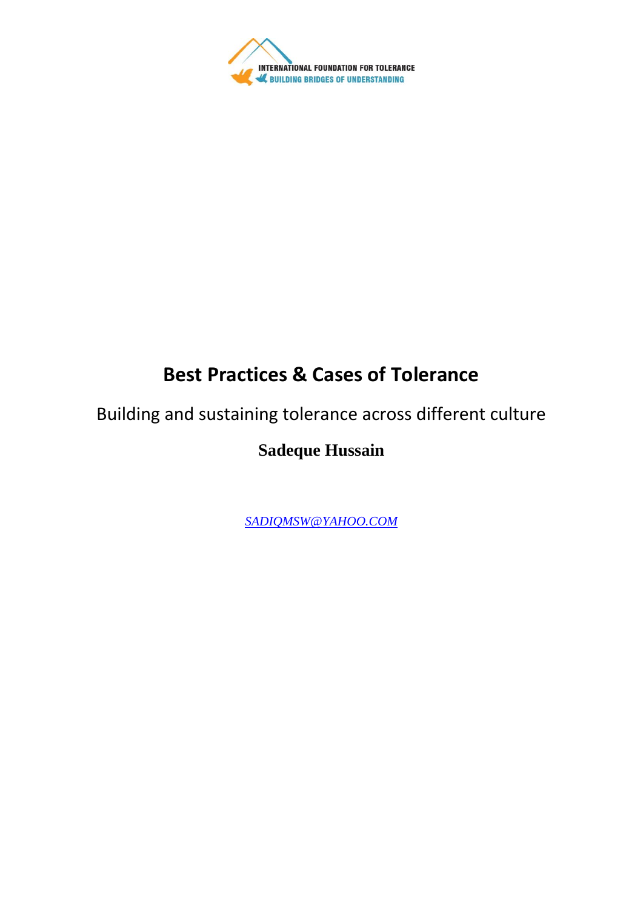INTERNATIONAL FOUNDATION FOR TOLERANCE
BUILDING BRIDGES OF UNDERSTANDING

# Best Practices & Cases of Tolerance

Building and sustaining tolerance across different culture

**Sadeque Hussain**

*SADIQMSW@YAHOO.COM*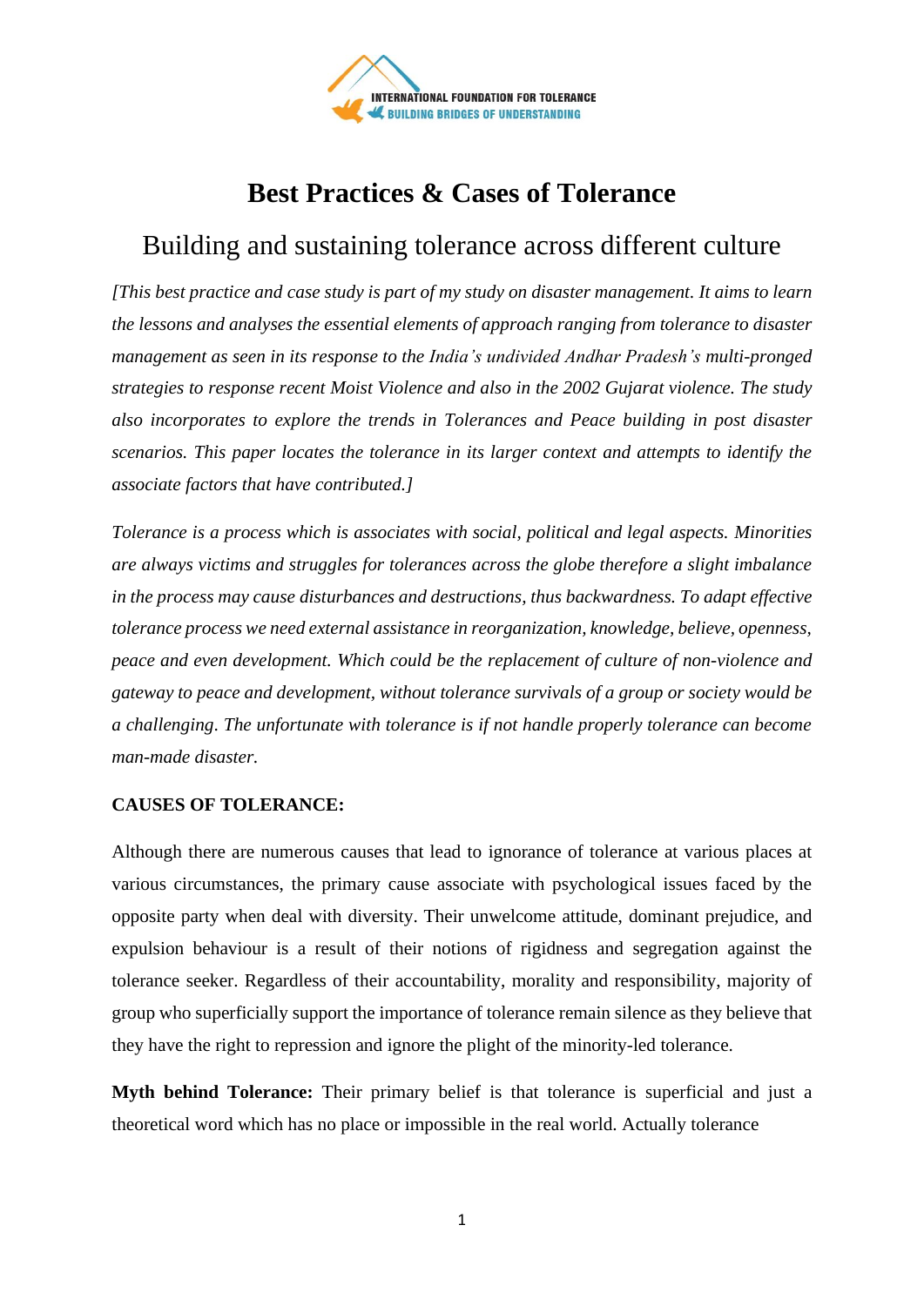# Best Practices & Cases of Tolerance

## Building and sustaining tolerance across different culture

*[This best practice and case study is part of my study on disaster management. It aims to learn the lessons and analyses the essential elements of approach ranging from tolerance to disaster management as seen in its response to the India's undivided Andhar Pradesh's multi-pronged strategies to response recent Moist Violence and also in the 2002 Gujarat violence. The study also incorporates to explore the trends in Tolerances and Peace building in post disaster scenarios. This paper locates the tolerance in its larger context and attempts to identify the associate factors that have contributed.]*

*Tolerance is a process which is associates with social, political and legal aspects. Minorities are always victims and struggles for tolerances across the globe therefore a slight imbalance in the process may cause disturbances and destructions, thus backwardness. To adapt effective tolerance process we need external assistance in reorganization, knowledge, believe, openness, peace and even development. Which could be the replacement of culture of non-violence and gateway to peace and development, without tolerance survivals of a group or society would be a challenging. The unfortunate with tolerance is if not handle properly tolerance can become man-made disaster.*

**CAUSES OF TOLERANCE:**

Although there are numerous causes that lead to ignorance of tolerance at various places at various circumstances, the primary cause associate with psychological issues faced by the opposite party when deal with diversity. Their unwelcome attitude, dominant prejudice, and expulsion behaviour is a result of their notions of rigidness and segregation against the tolerance seeker. Regardless of their accountability, morality and responsibility, majority of group who superficially support the importance of tolerance remain silence as they believe that they have the right to repression and ignore the plight of the minority-led tolerance.

**Myth behind Tolerance:** Their primary belief is that tolerance is superficial and just a theoretical word which has no place or impossible in the real world. Actually tolerance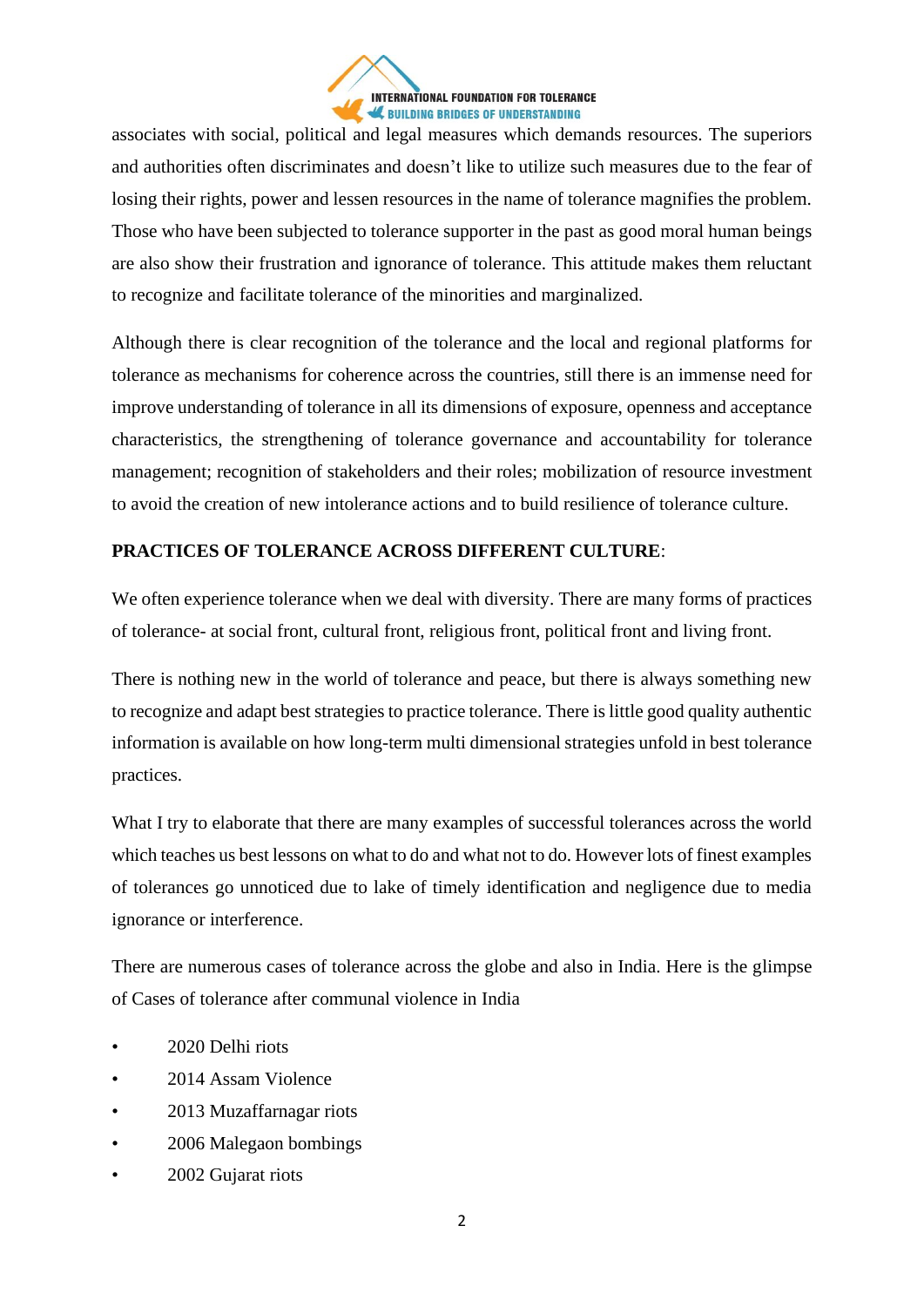associates with social, political and legal measures which demands resources. The superiors and authorities often discriminates and doesn't like to utilize such measures due to the fear of losing their rights, power and lessen resources in the name of tolerance magnifies the problem. Those who have been subjected to tolerance supporter in the past as good moral human beings are also show their frustration and ignorance of tolerance. This attitude makes them reluctant to recognize and facilitate tolerance of the minorities and marginalized.

Although there is clear recognition of the tolerance and the local and regional platforms for tolerance as mechanisms for coherence across the countries, still there is an immense need for improve understanding of tolerance in all its dimensions of exposure, openness and acceptance characteristics, the strengthening of tolerance governance and accountability for tolerance management; recognition of stakeholders and their roles; mobilization of resource investment to avoid the creation of new intolerance actions and to build resilience of tolerance culture.

**PRACTICES OF TOLERANCE ACROSS DIFFERENT CULTURE**:

We often experience tolerance when we deal with diversity. There are many forms of practices of tolerance- at social front, cultural front, religious front, political front and living front.

There is nothing new in the world of tolerance and peace, but there is always something new to recognize and adapt best strategies to practice tolerance. There is little good quality authentic information is available on how long-term multi dimensional strategies unfold in best tolerance practices.

What I try to elaborate that there are many examples of successful tolerances across the world which teaches us best lessons on what to do and what not to do. However lots of finest examples of tolerances go unnoticed due to lake of timely identification and negligence due to media ignorance or interference.

There are numerous cases of tolerance across the globe and also in India. Here is the glimpse of Cases of tolerance after communal violence in India

- 2020 Delhi riots
- 2014 Assam Violence
- 2013 Muzaffarnagar riots
- 2006 Malegaon bombings
- 2002 Gujarat riots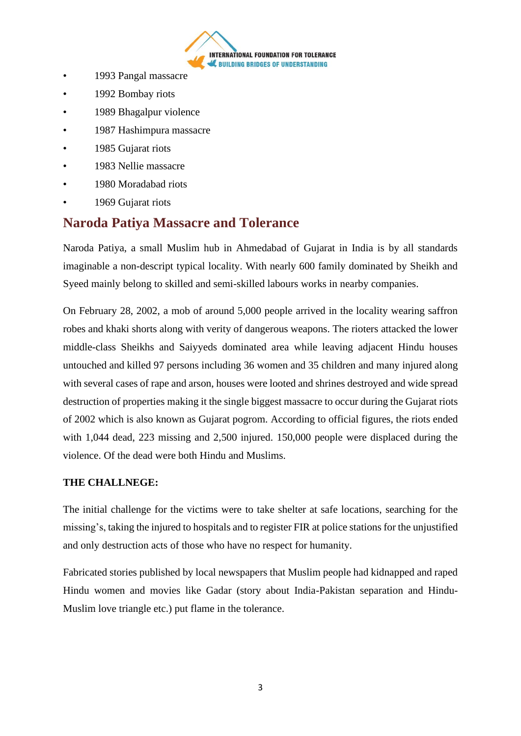- 1993 Pangal massacre
- 1992 Bombay riots
- 1989 Bhagalpur violence
- 1987 Hashimpura massacre
- 1985 Gujarat riots
- 1983 Nellie massacre
- 1980 Moradabad riots
- 1969 Gujarat riots

## Naroda Patiya Massacre and Tolerance

Naroda Patiya, a small Muslim hub in Ahmedabad of Gujarat in India is by all standards imaginable a non-descript typical locality. With nearly 600 family dominated by Sheikh and Syeed mainly belong to skilled and semi-skilled labours works in nearby companies.

On February 28, 2002, a mob of around 5,000 people arrived in the locality wearing saffron robes and khaki shorts along with verity of dangerous weapons. The rioters attacked the lower middle-class Sheikhs and Saiyyeds dominated area while leaving adjacent Hindu houses untouched and killed 97 persons including 36 women and 35 children and many injured along with several cases of rape and arson, houses were looted and shrines destroyed and wide spread destruction of properties making it the single biggest massacre to occur during the Gujarat riots of 2002 which is also known as Gujarat pogrom. According to official figures, the riots ended with 1,044 dead, 223 missing and 2,500 injured. 150,000 people were displaced during the violence. Of the dead were both Hindu and Muslims.

**THE CHALLNEGE:**

The initial challenge for the victims were to take shelter at safe locations, searching for the missing's, taking the injured to hospitals and to register FIR at police stations for the unjustified and only destruction acts of those who have no respect for humanity.

Fabricated stories published by local newspapers that Muslim people had kidnapped and raped Hindu women and movies like Gadar (story about India-Pakistan separation and Hindu-Muslim love triangle etc.) put flame in the tolerance.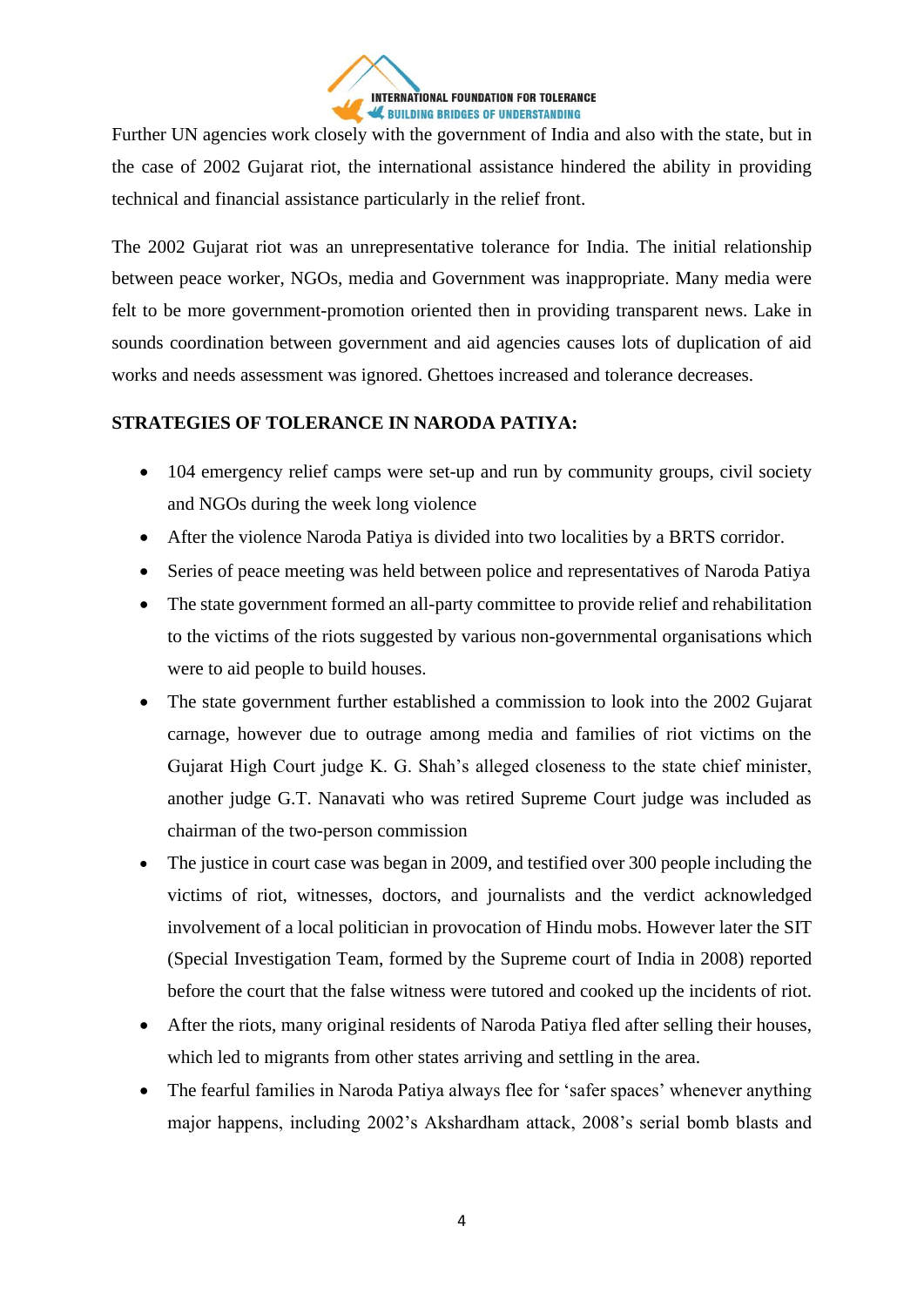Further UN agencies work closely with the government of India and also with the state, but in the case of 2002 Gujarat riot, the international assistance hindered the ability in providing technical and financial assistance particularly in the relief front.

The 2002 Gujarat riot was an unrepresentative tolerance for India. The initial relationship between peace worker, NGOs, media and Government was inappropriate. Many media were felt to be more government-promotion oriented then in providing transparent news. Lake in sounds coordination between government and aid agencies causes lots of duplication of aid works and needs assessment was ignored. Ghettoes increased and tolerance decreases.

**STRATEGIES OF TOLERANCE IN NARODA PATIYA:**

- 104 emergency relief camps were set-up and run by community groups, civil society and NGOs during the week long violence
- After the violence Naroda Patiya is divided into two localities by a BRTS corridor.
- Series of peace meeting was held between police and representatives of Naroda Patiya
- The state government formed an all-party committee to provide relief and rehabilitation to the victims of the riots suggested by various non-governmental organisations which were to aid people to build houses.
- The state government further established a commission to look into the 2002 Gujarat carnage, however due to outrage among media and families of riot victims on the Gujarat High Court judge K. G. Shah's alleged closeness to the state chief minister, another judge G.T. Nanavati who was retired Supreme Court judge was included as chairman of the two-person commission
- The justice in court case was began in 2009, and testified over 300 people including the victims of riot, witnesses, doctors, and journalists and the verdict acknowledged involvement of a local politician in provocation of Hindu mobs. However later the SIT (Special Investigation Team, formed by the Supreme court of India in 2008) reported before the court that the false witness were tutored and cooked up the incidents of riot.
- After the riots, many original residents of Naroda Patiya fled after selling their houses, which led to migrants from other states arriving and settling in the area.
- The fearful families in Naroda Patiya always flee for 'safer spaces' whenever anything major happens, including 2002's Akshardham attack, 2008's serial bomb blasts and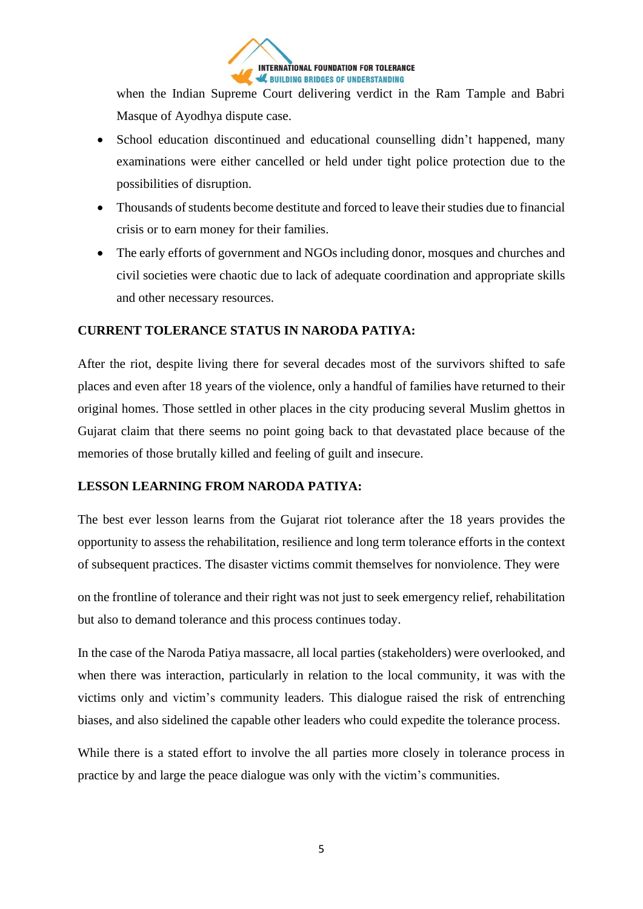when the Indian Supreme Court delivering verdict in the Ram Tample and Babri Masque of Ayodhya dispute case.

- School education discontinued and educational counselling didn't happened, many examinations were either cancelled or held under tight police protection due to the possibilities of disruption.
- Thousands of students become destitute and forced to leave their studies due to financial crisis or to earn money for their families.
- The early efforts of government and NGOs including donor, mosques and churches and civil societies were chaotic due to lack of adequate coordination and appropriate skills and other necessary resources.

**CURRENT TOLERANCE STATUS IN NARODA PATIYA:**

After the riot, despite living there for several decades most of the survivors shifted to safe places and even after 18 years of the violence, only a handful of families have returned to their original homes. Those settled in other places in the city producing several Muslim ghettos in Gujarat claim that there seems no point going back to that devastated place because of the memories of those brutally killed and feeling of guilt and insecure.

**LESSON LEARNING FROM NARODA PATIYA:**

The best ever lesson learns from the Gujarat riot tolerance after the 18 years provides the opportunity to assess the rehabilitation, resilience and long term tolerance efforts in the context of subsequent practices. The disaster victims commit themselves for nonviolence. They were on the frontline of tolerance and their right was not just to seek emergency relief, rehabilitation but also to demand tolerance and this process continues today.

In the case of the Naroda Patiya massacre, all local parties (stakeholders) were overlooked, and when there was interaction, particularly in relation to the local community, it was with the victims only and victim's community leaders. This dialogue raised the risk of entrenching biases, and also sidelined the capable other leaders who could expedite the tolerance process.

While there is a stated effort to involve the all parties more closely in tolerance process in practice by and large the peace dialogue was only with the victim's communities.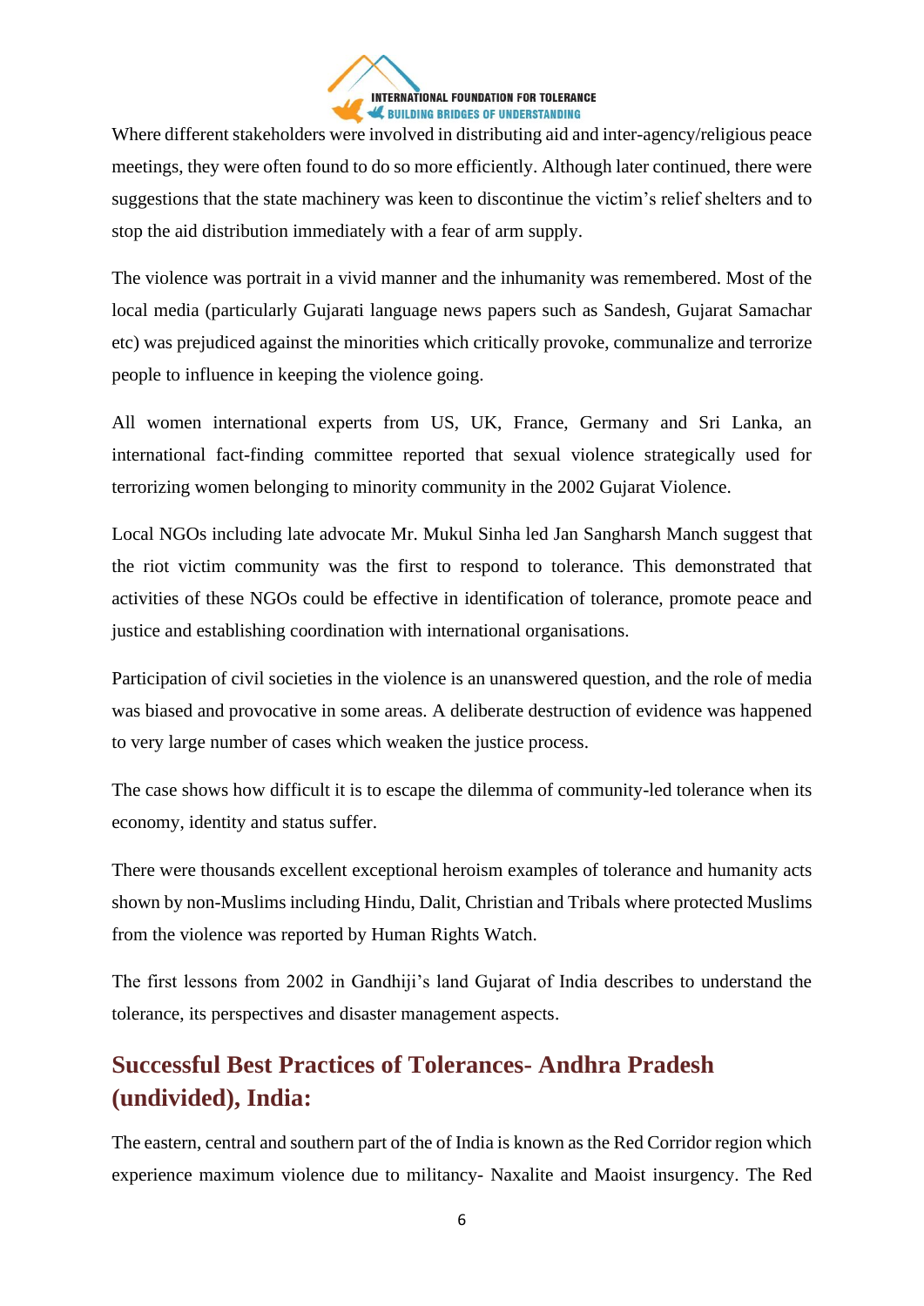Where different stakeholders were involved in distributing aid and inter-agency/religious peace meetings, they were often found to do so more efficiently. Although later continued, there were suggestions that the state machinery was keen to discontinue the victim's relief shelters and to stop the aid distribution immediately with a fear of arm supply.

The violence was portrait in a vivid manner and the inhumanity was remembered. Most of the local media (particularly Gujarati language news papers such as Sandesh, Gujarat Samachar etc) was prejudiced against the minorities which critically provoke, communalize and terrorize people to influence in keeping the violence going.

All women international experts from US, UK, France, Germany and Sri Lanka, an international fact-finding committee reported that sexual violence strategically used for terrorizing women belonging to minority community in the 2002 Gujarat Violence.

Local NGOs including late advocate Mr. Mukul Sinha led Jan Sangharsh Manch suggest that the riot victim community was the first to respond to tolerance. This demonstrated that activities of these NGOs could be effective in identification of tolerance, promote peace and justice and establishing coordination with international organisations.

Participation of civil societies in the violence is an unanswered question, and the role of media was biased and provocative in some areas. A deliberate destruction of evidence was happened to very large number of cases which weaken the justice process.

The case shows how difficult it is to escape the dilemma of community-led tolerance when its economy, identity and status suffer.

There were thousands excellent exceptional heroism examples of tolerance and humanity acts shown by non-Muslims including Hindu, Dalit, Christian and Tribals where protected Muslims from the violence was reported by Human Rights Watch.

The first lessons from 2002 in Gandhiji's land Gujarat of India describes to understand the tolerance, its perspectives and disaster management aspects.

## Successful Best Practices of Tolerances- Andhra Pradesh (undivided), India:

The eastern, central and southern part of the of India is known as the Red Corridor region which experience maximum violence due to militancy- Naxalite and Maoist insurgency. The Red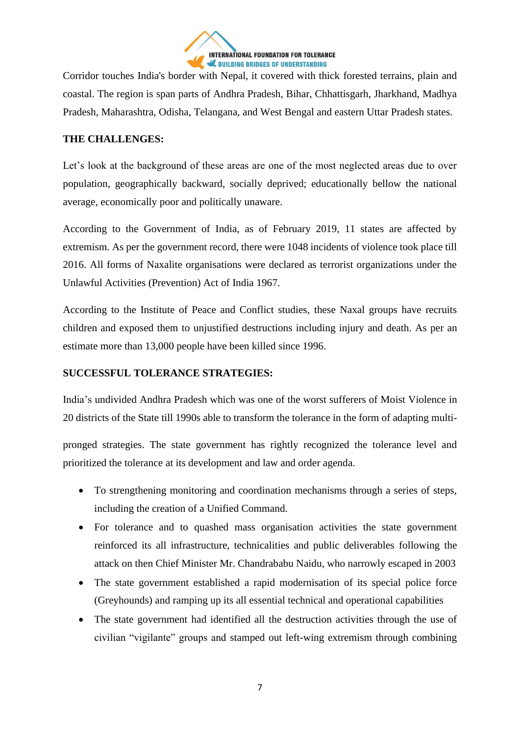Corridor touches India's border with Nepal, it covered with thick forested terrains, plain and coastal. The region is span parts of Andhra Pradesh, Bihar, Chhattisgarh, Jharkhand, Madhya Pradesh, Maharashtra, Odisha, Telangana, and West Bengal and eastern Uttar Pradesh states.

**THE CHALLENGES:**

Let's look at the background of these areas are one of the most neglected areas due to over population, geographically backward, socially deprived; educationally bellow the national average, economically poor and politically unaware.

According to the Government of India, as of February 2019, 11 states are affected by extremism. As per the government record, there were 1048 incidents of violence took place till 2016. All forms of Naxalite organisations were declared as terrorist organizations under the Unlawful Activities (Prevention) Act of India 1967.

According to the Institute of Peace and Conflict studies, these Naxal groups have recruits children and exposed them to unjustified destructions including injury and death. As per an estimate more than 13,000 people have been killed since 1996.

**SUCCESSFUL TOLERANCE STRATEGIES:**

India's undivided Andhra Pradesh which was one of the worst sufferers of Moist Violence in 20 districts of the State till 1990s able to transform the tolerance in the form of adapting multi-pronged strategies. The state government has rightly recognized the tolerance level and prioritized the tolerance at its development and law and order agenda.

- To strengthening monitoring and coordination mechanisms through a series of steps, including the creation of a Unified Command.
- For tolerance and to quashed mass organisation activities the state government reinforced its all infrastructure, technicalities and public deliverables following the attack on then Chief Minister Mr. Chandrababu Naidu, who narrowly escaped in 2003
- The state government established a rapid modernisation of its special police force (Greyhounds) and ramping up its all essential technical and operational capabilities
- The state government had identified all the destruction activities through the use of civilian "vigilante" groups and stamped out left-wing extremism through combining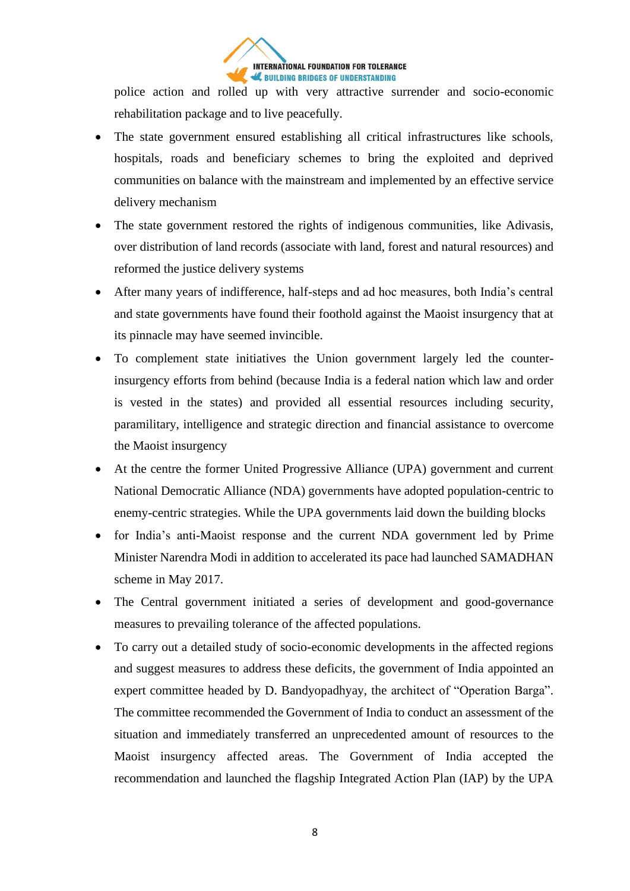police action and rolled up with very attractive surrender and socio-economic rehabilitation package and to live peacefully.

- The state government ensured establishing all critical infrastructures like schools, hospitals, roads and beneficiary schemes to bring the exploited and deprived communities on balance with the mainstream and implemented by an effective service delivery mechanism
- The state government restored the rights of indigenous communities, like Adivasis, over distribution of land records (associate with land, forest and natural resources) and reformed the justice delivery systems
- After many years of indifference, half-steps and ad hoc measures, both India's central and state governments have found their foothold against the Maoist insurgency that at its pinnacle may have seemed invincible.
- To complement state initiatives the Union government largely led the counter-insurgency efforts from behind (because India is a federal nation which law and order is vested in the states) and provided all essential resources including security, paramilitary, intelligence and strategic direction and financial assistance to overcome the Maoist insurgency
- At the centre the former United Progressive Alliance (UPA) government and current National Democratic Alliance (NDA) governments have adopted population-centric to enemy-centric strategies. While the UPA governments laid down the building blocks
- for India's anti-Maoist response and the current NDA government led by Prime Minister Narendra Modi in addition to accelerated its pace had launched SAMADHAN scheme in May 2017.
- The Central government initiated a series of development and good-governance measures to prevailing tolerance of the affected populations.
- To carry out a detailed study of socio-economic developments in the affected regions and suggest measures to address these deficits, the government of India appointed an expert committee headed by D. Bandyopadhyay, the architect of "Operation Barga". The committee recommended the Government of India to conduct an assessment of the situation and immediately transferred an unprecedented amount of resources to the Maoist insurgency affected areas. The Government of India accepted the recommendation and launched the flagship Integrated Action Plan (IAP) by the UPA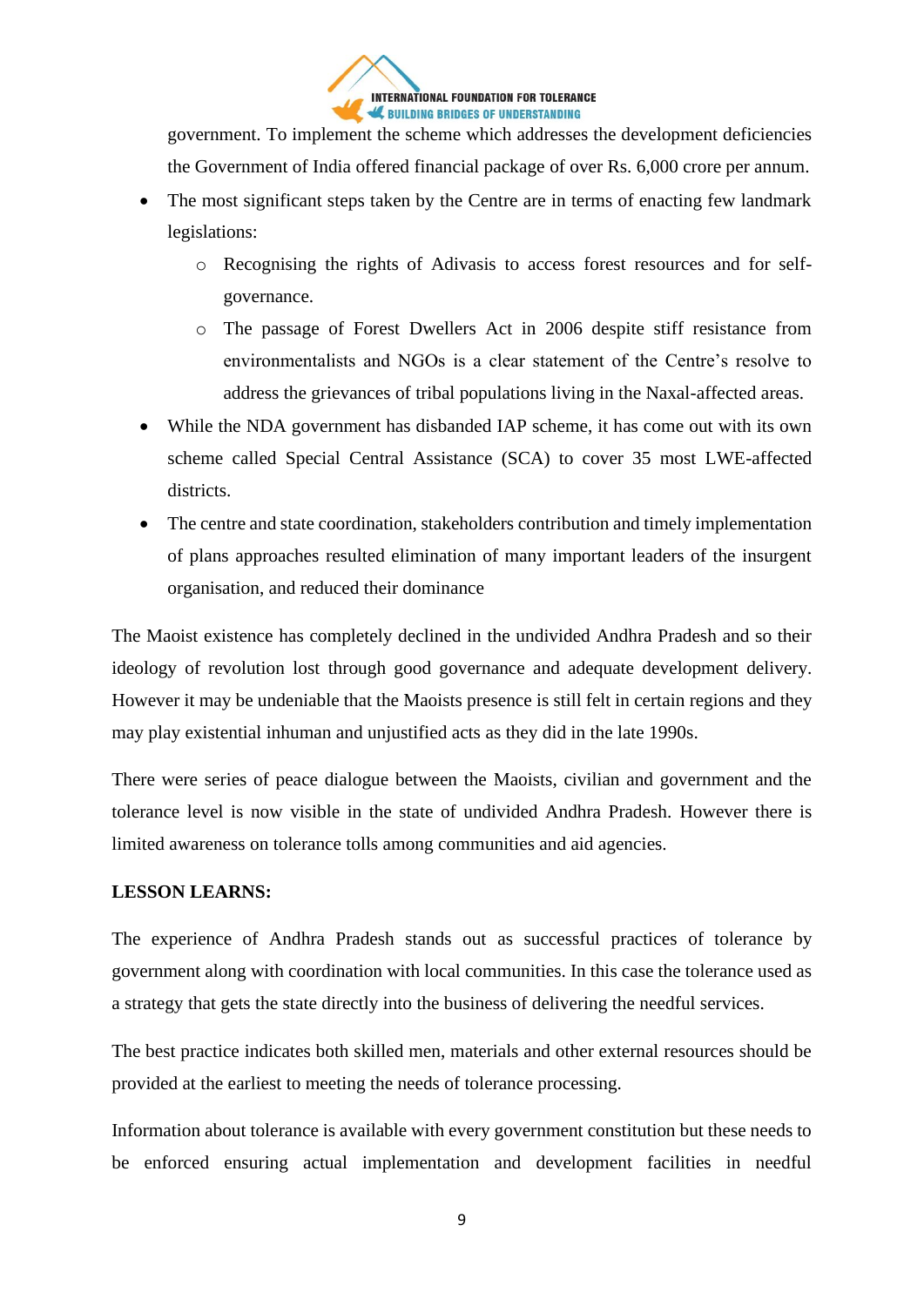government. To implement the scheme which addresses the development deficiencies the Government of India offered financial package of over Rs. 6,000 crore per annum.

- The most significant steps taken by the Centre are in terms of enacting few landmark legislations:
    - Recognising the rights of Adivasis to access forest resources and for self-governance.
    - The passage of Forest Dwellers Act in 2006 despite stiff resistance from environmentalists and NGOs is a clear statement of the Centre's resolve to address the grievances of tribal populations living in the Naxal-affected areas.
- While the NDA government has disbanded IAP scheme, it has come out with its own scheme called Special Central Assistance (SCA) to cover 35 most LWE-affected districts.
- The centre and state coordination, stakeholders contribution and timely implementation of plans approaches resulted elimination of many important leaders of the insurgent organisation, and reduced their dominance

The Maoist existence has completely declined in the undivided Andhra Pradesh and so their ideology of revolution lost through good governance and adequate development delivery. However it may be undeniable that the Maoists presence is still felt in certain regions and they may play existential inhuman and unjustified acts as they did in the late 1990s.

There were series of peace dialogue between the Maoists, civilian and government and the tolerance level is now visible in the state of undivided Andhra Pradesh. However there is limited awareness on tolerance tolls among communities and aid agencies.

**LESSON LEARNS:**

The experience of Andhra Pradesh stands out as successful practices of tolerance by government along with coordination with local communities. In this case the tolerance used as a strategy that gets the state directly into the business of delivering the needful services.

The best practice indicates both skilled men, materials and other external resources should be provided at the earliest to meeting the needs of tolerance processing.

Information about tolerance is available with every government constitution but these needs to be enforced ensuring actual implementation and development facilities in needful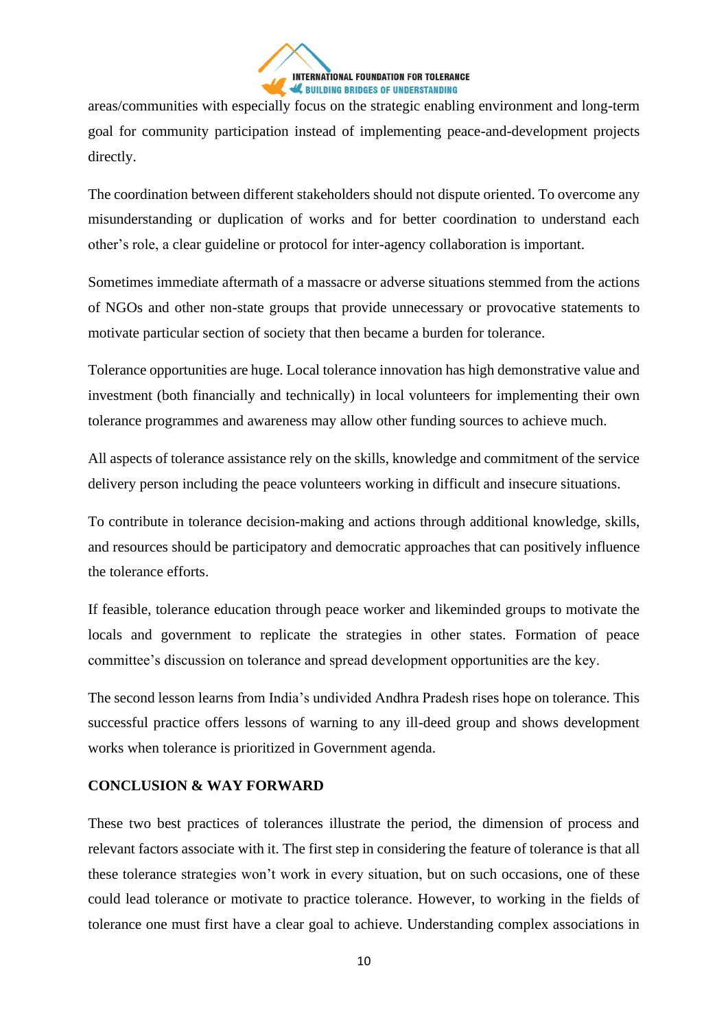areas/communities with especially focus on the strategic enabling environment and long-term goal for community participation instead of implementing peace-and-development projects directly.

The coordination between different stakeholders should not dispute oriented. To overcome any misunderstanding or duplication of works and for better coordination to understand each other's role, a clear guideline or protocol for inter-agency collaboration is important.

Sometimes immediate aftermath of a massacre or adverse situations stemmed from the actions of NGOs and other non-state groups that provide unnecessary or provocative statements to motivate particular section of society that then became a burden for tolerance.

Tolerance opportunities are huge. Local tolerance innovation has high demonstrative value and investment (both financially and technically) in local volunteers for implementing their own tolerance programmes and awareness may allow other funding sources to achieve much.

All aspects of tolerance assistance rely on the skills, knowledge and commitment of the service delivery person including the peace volunteers working in difficult and insecure situations.

To contribute in tolerance decision-making and actions through additional knowledge, skills, and resources should be participatory and democratic approaches that can positively influence the tolerance efforts.

If feasible, tolerance education through peace worker and likeminded groups to motivate the locals and government to replicate the strategies in other states. Formation of peace committee's discussion on tolerance and spread development opportunities are the key.

The second lesson learns from India's undivided Andhra Pradesh rises hope on tolerance. This successful practice offers lessons of warning to any ill-deed group and shows development works when tolerance is prioritized in Government agenda.

## CONCLUSION & WAY FORWARD

These two best practices of tolerances illustrate the period, the dimension of process and relevant factors associate with it. The first step in considering the feature of tolerance is that all these tolerance strategies won't work in every situation, but on such occasions, one of these could lead tolerance or motivate to practice tolerance. However, to working in the fields of tolerance one must first have a clear goal to achieve. Understanding complex associations in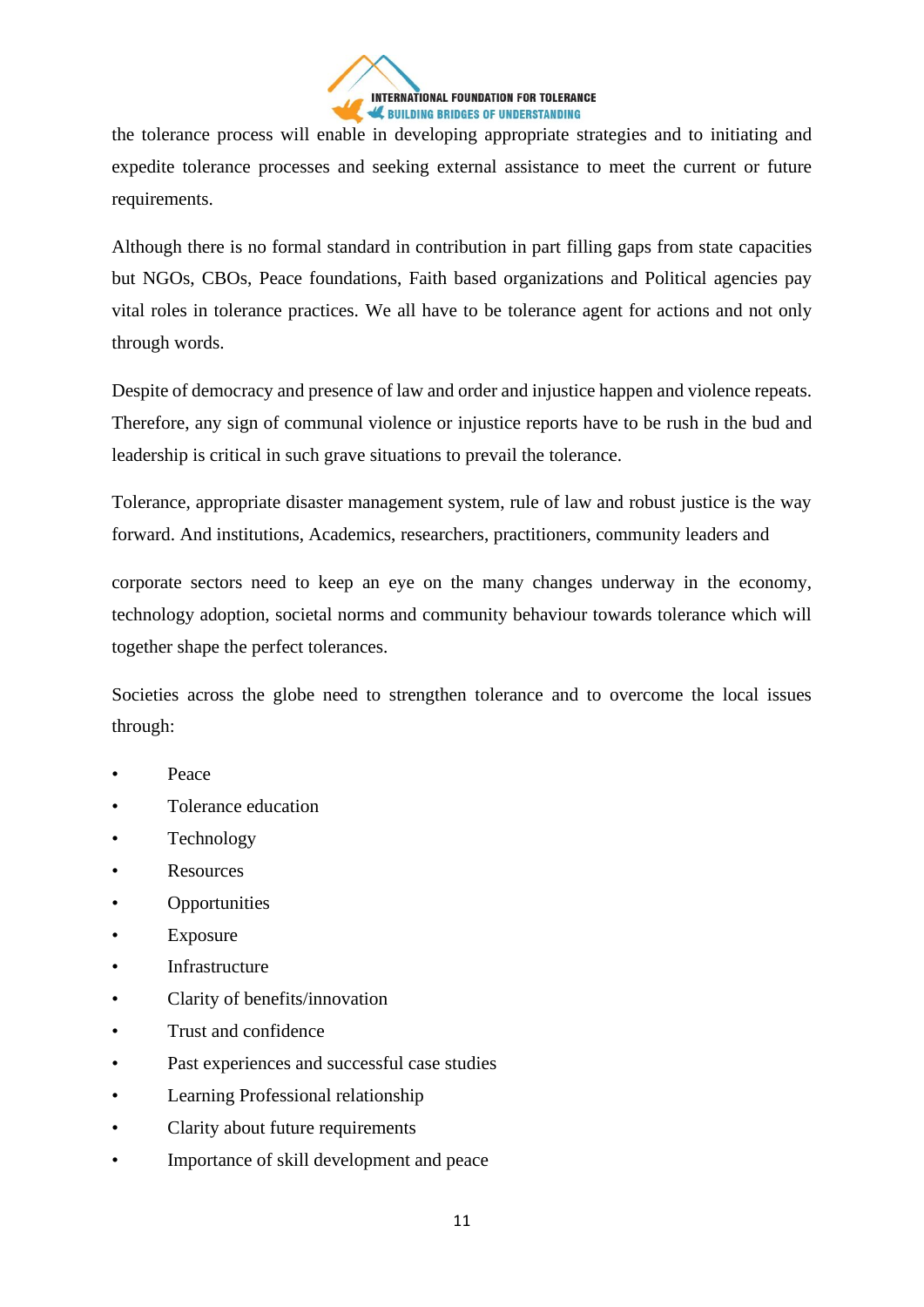the tolerance process will enable in developing appropriate strategies and to initiating and expedite tolerance processes and seeking external assistance to meet the current or future requirements.

Although there is no formal standard in contribution in part filling gaps from state capacities but NGOs, CBOs, Peace foundations, Faith based organizations and Political agencies pay vital roles in tolerance practices. We all have to be tolerance agent for actions and not only through words.

Despite of democracy and presence of law and order and injustice happen and violence repeats. Therefore, any sign of communal violence or injustice reports have to be rush in the bud and leadership is critical in such grave situations to prevail the tolerance.

Tolerance, appropriate disaster management system, rule of law and robust justice is the way forward. And institutions, Academics, researchers, practitioners, community leaders and corporate sectors need to keep an eye on the many changes underway in the economy, technology adoption, societal norms and community behaviour towards tolerance which will together shape the perfect tolerances.

Societies across the globe need to strengthen tolerance and to overcome the local issues through:

- Peace
- Tolerance education
- Technology
- Resources
- Opportunities
- Exposure
- Infrastructure
- Clarity of benefits/innovation
- Trust and confidence
- Past experiences and successful case studies
- Learning Professional relationship
- Clarity about future requirements
- Importance of skill development and peace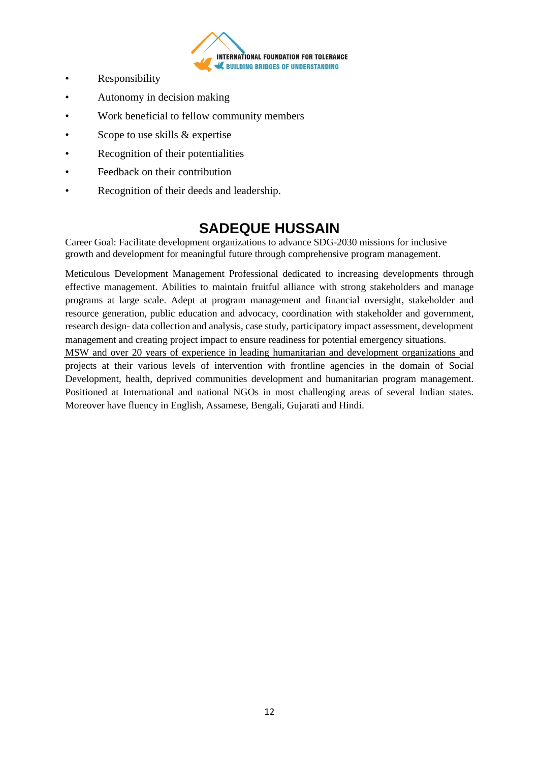- Responsibility
- Autonomy in decision making
- Work beneficial to fellow community members
- Scope to use skills & expertise
- Recognition of their potentialities
- Feedback on their contribution
- Recognition of their deeds and leadership.

## SADEQUE HUSSAIN

Career Goal: Facilitate development organizations to advance SDG-2030 missions for inclusive growth and development for meaningful future through comprehensive program management.

Meticulous Development Management Professional dedicated to increasing developments through effective management. Abilities to maintain fruitful alliance with strong stakeholders and manage programs at large scale. Adept at program management and financial oversight, stakeholder and resource generation, public education and advocacy, coordination with stakeholder and government, research design- data collection and analysis, case study, participatory impact assessment, development management and creating project impact to ensure readiness for potential emergency situations.
MSW and over 20 years of experience in leading humanitarian and development organizations and projects at their various levels of intervention with frontline agencies in the domain of Social Development, health, deprived communities development and humanitarian program management. Positioned at International and national NGOs in most challenging areas of several Indian states. Moreover have fluency in English, Assamese, Bengali, Gujarati and Hindi.